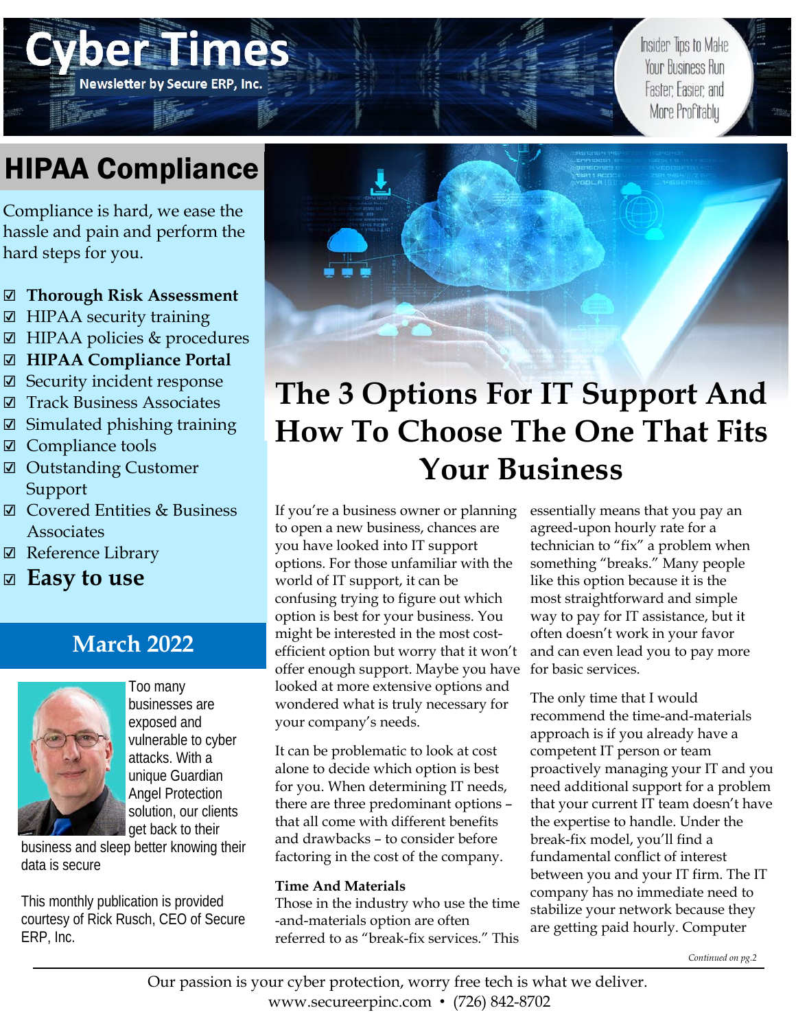# Cyber Times

**Newsletter by Secure ERP, Inc.**

Insider Tips to Make Your Business Run Faster, Easier, and More Profitably

## HIPAA Compliance

Compliance is hard, we ease the hassle and pain and perform the hard steps for you.

- ☑ **Thorough Risk Assessment**
- ☑ HIPAA security training
- ☑ HIPAA policies & procedures
- ☑ **HIPAA Compliance Portal**
- ☑ Security incident response
- ☑ Track Business Associates
- ☑ Simulated phishing training
- ☑ Compliance tools
- ☑ Outstanding Customer Support
- ☑ Covered Entities & Business Associates
- ☑ Reference Library
- ☑ **Easy to use**

### March 2022

Too many businesses are exposed and vulnerable to cyber attacks. With a unique Guardian Angel Protection solution, our clients get back to their business and sleep better knowing their data is secure

This monthly publication is provided courtesy of Rick Rusch, CEO of Secure ERP, Inc.

# The 3 Options For IT Support And How To Choose The One That Fits Your Business

If you're a business owner or planning to open a new business, chances are you have looked into IT support options. For those unfamiliar with the world of IT support, it can be confusing trying to figure out which option is best for your business. You might be interested in the most cost-efficient option but worry that it won't offer enough support. Maybe you have looked at more extensive options and wondered what is truly necessary for your company's needs.

It can be problematic to look at cost alone to decide which option is best for you. When determining IT needs, there are three predominant options – that all come with different benefits and drawbacks – to consider before factoring in the cost of the company.

**Time And Materials**

Those in the industry who use the time-and-materials option are often referred to as "break-fix services." This essentially means that you pay an agreed-upon hourly rate for a technician to "fix" a problem when something "breaks." Many people like this option because it is the most straightforward and simple way to pay for IT assistance, but it often doesn't work in your favor and can even lead you to pay more for basic services.

The only time that I would recommend the time-and-materials approach is if you already have a competent IT person or team proactively managing your IT and you need additional support for a problem that your current IT team doesn't have the expertise to handle. Under the break-fix model, you'll find a fundamental conflict of interest between you and your IT firm. The IT company has no immediate need to stabilize your network because they are getting paid hourly. Computer

*Continued on pg.2*

Our passion is your cyber protection, worry free tech is what we deliver.
www.secureerpinc.com • (726) 842-8702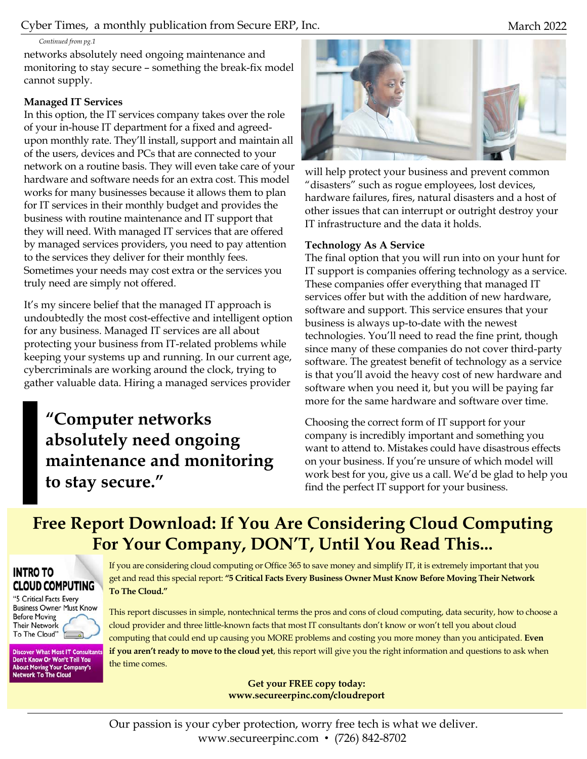*Continued from pg.1*

networks absolutely need ongoing maintenance and monitoring to stay secure – something the break-fix model cannot supply.

**Managed IT Services**

In this option, the IT services company takes over the role of your in-house IT department for a fixed and agreed-upon monthly rate. They'll install, support and maintain all of the users, devices and PCs that are connected to your network on a routine basis. They will even take care of your hardware and software needs for an extra cost. This model works for many businesses because it allows them to plan for IT services in their monthly budget and provides the business with routine maintenance and IT support that they will need. With managed IT services that are offered by managed services providers, you need to pay attention to the services they deliver for their monthly fees. Sometimes your needs may cost extra or the services you truly need are simply not offered.

It's my sincere belief that the managed IT approach is undoubtedly the most cost-effective and intelligent option for any business. Managed IT services are all about protecting your business from IT-related problems while keeping your systems up and running. In our current age, cybercriminals are working around the clock, trying to gather valuable data. Hiring a managed services provider will help protect your business and prevent common "disasters" such as rogue employees, lost devices, hardware failures, fires, natural disasters and a host of other issues that can interrupt or outright destroy your IT infrastructure and the data it holds.

> **"Computer networks absolutely need ongoing maintenance and monitoring to stay secure."**

**Technology As A Service**

The final option that you will run into on your hunt for IT support is companies offering technology as a service. These companies offer everything that managed IT services offer but with the addition of new hardware, software and support. This service ensures that your business is always up-to-date with the newest technologies. You'll need to read the fine print, though since many of these companies do not cover third-party software. The greatest benefit of technology as a service is that you'll avoid the heavy cost of new hardware and software when you need it, but you will be paying far more for the same hardware and software over time.

Choosing the correct form of IT support for your company is incredibly important and something you want to attend to. Mistakes could have disastrous effects on your business. If you're unsure of which model will work best for you, give us a call. We'd be glad to help you find the perfect IT support for your business.

## Free Report Download: If You Are Considering Cloud Computing For Your Company, DON'T, Until You Read This...

**INTRO TO CLOUD COMPUTING**

"5 Critical Facts Every Business Owner Must Know Before Moving Their Network To The Cloud"

**Discover What Most IT Consultants Don't Know Or Won't Tell You About Moving Your Company's Network To The Cloud**

If you are considering cloud computing or Office 365 to save money and simplify IT, it is extremely important that you get and read this special report: **"5 Critical Facts Every Business Owner Must Know Before Moving Their Network To The Cloud."**

This report discusses in simple, nontechnical terms the pros and cons of cloud computing, data security, how to choose a cloud provider and three little-known facts that most IT consultants don't know or won't tell you about cloud computing that could end up causing you MORE problems and costing you more money than you anticipated. **Even if you aren't ready to move to the cloud yet**, this report will give you the right information and questions to ask when the time comes.

**Get your FREE copy today:**
**www.secureerpinc.com/cloudreport**

Our passion is your cyber protection, worry free tech is what we deliver.
www.secureerpinc.com • (726) 842-8702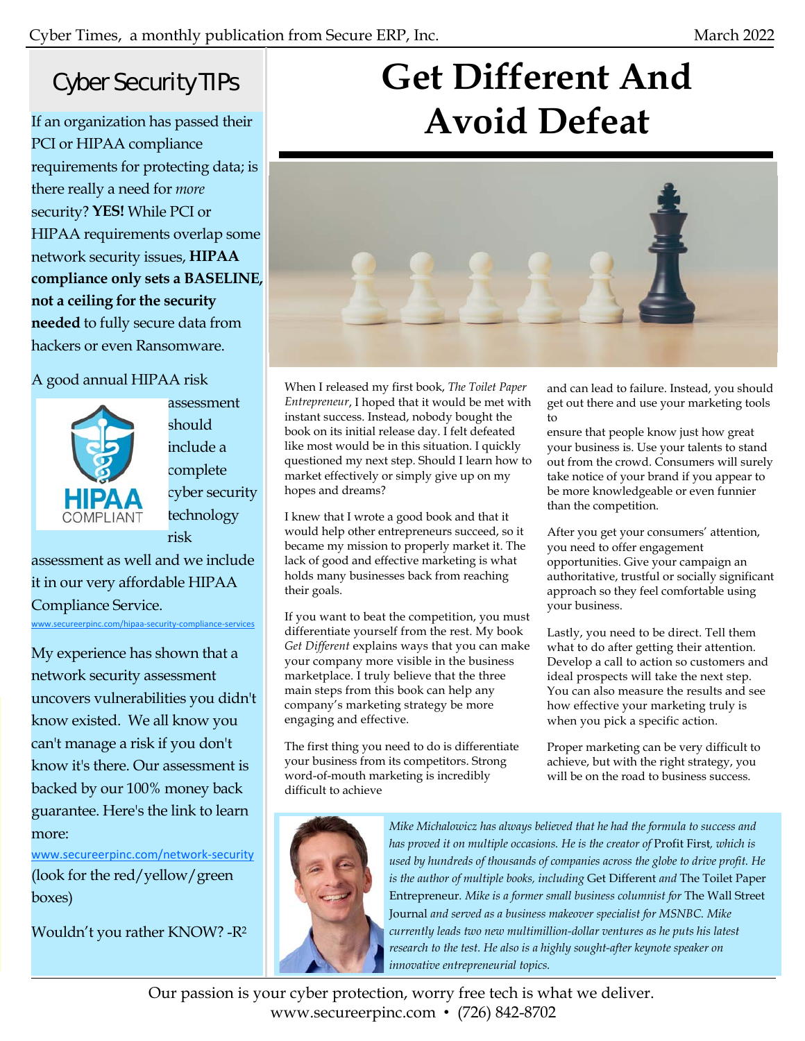## Cyber Security TIPs

If an organization has passed their PCI or HIPAA compliance requirements for protecting data; is there really a need for *more* security? **YES!** While PCI or HIPAA requirements overlap some network security issues, **HIPAA compliance only sets a BASELINE, not a ceiling for the security needed** to fully secure data from hackers or even Ransomware.

A good annual HIPAA risk assessment should include a complete cyber security technology risk assessment as well and we include it in our very affordable HIPAA Compliance Service.

www.secureerpinc.com/hipaa-security-compliance-services

My experience has shown that a network security assessment uncovers vulnerabilities you didn't know existed. We all know you can't manage a risk if you don't know it's there. Our assessment is backed by our 100% money back guarantee. Here's the link to learn more:

www.secureerpinc.com/network-security (look for the red/yellow/green boxes)

Wouldn't you rather KNOW? -$R^2$

# Get Different And Avoid Defeat

When I released my first book, *The Toilet Paper Entrepreneur*, I hoped that it would be met with instant success. Instead, nobody bought the book on its initial release day. I felt defeated like most would be in this situation. I quickly questioned my next step. Should I learn how to market effectively or simply give up on my hopes and dreams?

I knew that I wrote a good book and that it would help other entrepreneurs succeed, so it became my mission to properly market it. The lack of good and effective marketing is what holds many businesses back from reaching their goals.

If you want to beat the competition, you must differentiate yourself from the rest. My book *Get Different* explains ways that you can make your company more visible in the business marketplace. I truly believe that the three main steps from this book can help any company's marketing strategy be more engaging and effective.

The first thing you need to do is differentiate your business from its competitors. Strong word-of-mouth marketing is incredibly difficult to achieve and can lead to failure. Instead, you should get out there and use your marketing tools to ensure that people know just how great your business is. Use your talents to stand out from the crowd. Consumers will surely take notice of your brand if you appear to be more knowledgeable or even funnier than the competition.

After you get your consumers' attention, you need to offer engagement opportunities. Give your campaign an authoritative, trustful or socially significant approach so they feel comfortable using your business.

Lastly, you need to be direct. Tell them what to do after getting their attention. Develop a call to action so customers and ideal prospects will take the next step. You can also measure the results and see how effective your marketing truly is when you pick a specific action.

Proper marketing can be very difficult to achieve, but with the right strategy, you will be on the road to business success.

*Mike Michalowicz has always believed that he had the formula to success and has proved it on multiple occasions. He is the creator of* Profit First, *which is used by hundreds of thousands of companies across the globe to drive profit. He is the author of multiple books, including* Get Different *and* The Toilet Paper Entrepreneur. *Mike is a former small business columnist for* The Wall Street Journal *and served as a business makeover specialist for MSNBC. Mike currently leads two new multimillion-dollar ventures as he puts his latest research to the test. He also is a highly sought-after keynote speaker on innovative entrepreneurial topics.*

Our passion is your cyber protection, worry free tech is what we deliver.
www.secureerpinc.com • (726) 842-8702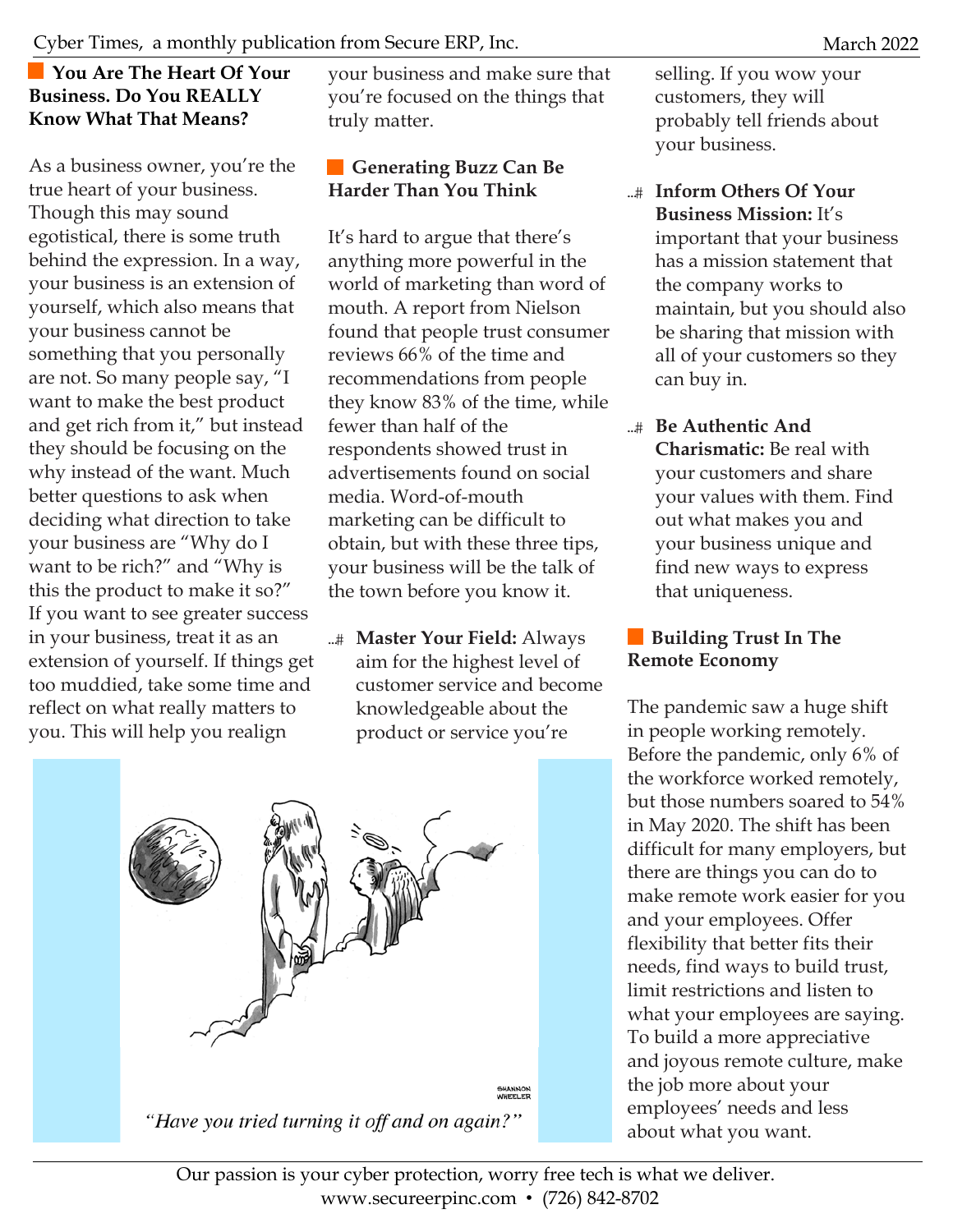## You Are The Heart Of Your Business. Do You REALLY Know What That Means?

As a business owner, you're the true heart of your business. Though this may sound egotistical, there is some truth behind the expression. In a way, your business is an extension of yourself, which also means that your business cannot be something that you personally are not. So many people say, "I want to make the best product and get rich from it," but instead they should be focusing on the why instead of the want. Much better questions to ask when deciding what direction to take your business are "Why do I want to be rich?" and "Why is this the product to make it so?" If you want to see greater success in your business, treat it as an extension of yourself. If things get too muddied, take some time and reflect on what really matters to you. This will help you realign your business and make sure that you're focused on the things that truly matter.

## Generating Buzz Can Be Harder Than You Think

It's hard to argue that there's anything more powerful in the world of marketing than word of mouth. A report from Nielson found that people trust consumer reviews 66% of the time and recommendations from people they know 83% of the time, while fewer than half of the respondents showed trust in advertisements found on social media. Word-of-mouth marketing can be difficult to obtain, but with these three tips, your business will be the talk of the town before you know it.

- **Master Your Field:** Always aim for the highest level of customer service and become knowledgeable about the product or service you're selling. If you wow your customers, they will probably tell friends about your business.
- **Inform Others Of Your Business Mission:** It's important that your business has a mission statement that the company works to maintain, but you should also be sharing that mission with all of your customers so they can buy in.
- **Be Authentic And Charismatic:** Be real with your customers and share your values with them. Find out what makes you and your business unique and find new ways to express that uniqueness.

*"Have you tried turning it off and on again?"*

## Building Trust In The Remote Economy

The pandemic saw a huge shift in people working remotely. Before the pandemic, only 6% of the workforce worked remotely, but those numbers soared to 54% in May 2020. The shift has been difficult for many employers, but there are things you can do to make remote work easier for you and your employees. Offer flexibility that better fits their needs, find ways to build trust, limit restrictions and listen to what your employees are saying. To build a more appreciative and joyous remote culture, make the job more about your employees' needs and less about what you want.